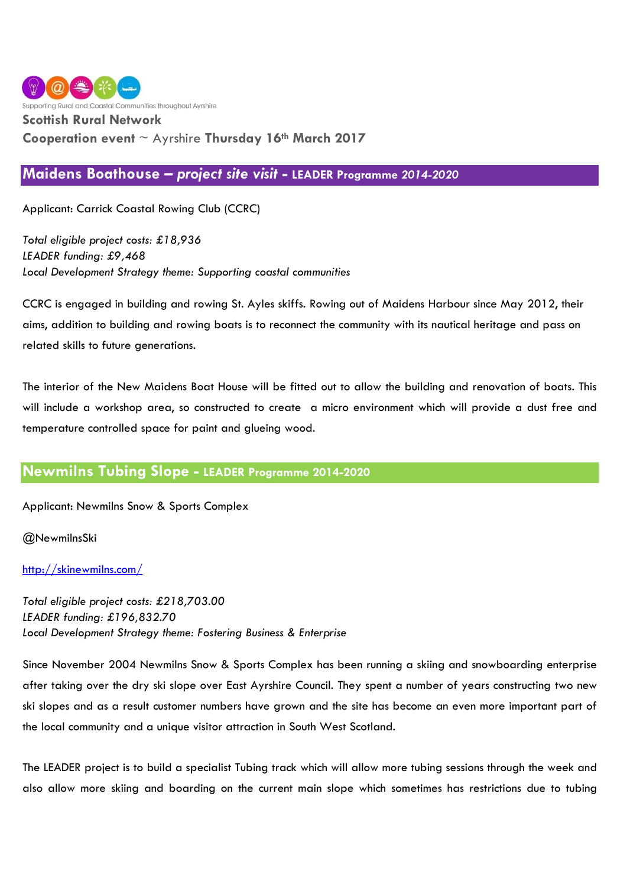Supporting Rural and Coastal Communities throughout Ayrshire

**Scottish Rural Network**

**Cooperation event** ~ Ayrshire **Thursday 16th March 2017**

## Maidens Boathouse – *project site visit* - LEADER Programme *2014-2020*

Applicant: Carrick Coastal Rowing Club (CCRC)

*Total eligible project costs: £18,936*
*LEADER funding: £9,468*
*Local Development Strategy theme: Supporting coastal communities*

CCRC is engaged in building and rowing St. Ayles skiffs. Rowing out of Maidens Harbour since May 2012, their aims, addition to building and rowing boats is to reconnect the community with its nautical heritage and pass on related skills to future generations.

The interior of the New Maidens Boat House will be fitted out to allow the building and renovation of boats. This will include a workshop area, so constructed to create a micro environment which will provide a dust free and temperature controlled space for paint and glueing wood.

## Newmilns Tubing Slope - LEADER Programme 2014-2020

Applicant: Newmilns Snow & Sports Complex

@NewmilnsSki

http://skinewmilns.com/

*Total eligible project costs: £218,703.00*
*LEADER funding: £196,832.70*
*Local Development Strategy theme: Fostering Business & Enterprise*

Since November 2004 Newmilns Snow & Sports Complex has been running a skiing and snowboarding enterprise after taking over the dry ski slope over East Ayrshire Council. They spent a number of years constructing two new ski slopes and as a result customer numbers have grown and the site has become an even more important part of the local community and a unique visitor attraction in South West Scotland.

The LEADER project is to build a specialist Tubing track which will allow more tubing sessions through the week and also allow more skiing and boarding on the current main slope which sometimes has restrictions due to tubing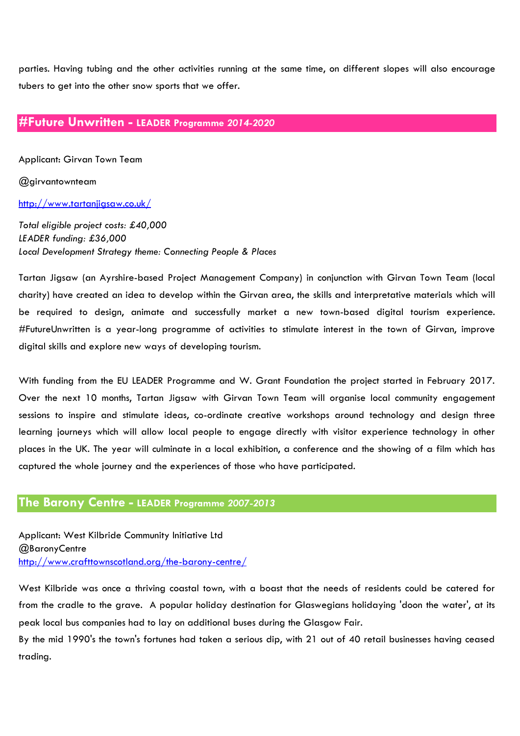parties. Having tubing and the other activities running at the same time, on different slopes will also encourage tubers to get into the other snow sports that we offer.

## #Future Unwritten - LEADER Programme *2014-2020*

Applicant: Girvan Town Team

@girvantownteam

http://www.tartanjigsaw.co.uk/

*Total eligible project costs: £40,000*
*LEADER funding: £36,000*
*Local Development Strategy theme: Connecting People & Places*

Tartan Jigsaw (an Ayrshire-based Project Management Company) in conjunction with Girvan Town Team (local charity) have created an idea to develop within the Girvan area, the skills and interpretative materials which will be required to design, animate and successfully market a new town-based digital tourism experience. #FutureUnwritten is a year-long programme of activities to stimulate interest in the town of Girvan, improve digital skills and explore new ways of developing tourism.

With funding from the EU LEADER Programme and W. Grant Foundation the project started in February 2017. Over the next 10 months, Tartan Jigsaw with Girvan Town Team will organise local community engagement sessions to inspire and stimulate ideas, co-ordinate creative workshops around technology and design three learning journeys which will allow local people to engage directly with visitor experience technology in other places in the UK. The year will culminate in a local exhibition, a conference and the showing of a film which has captured the whole journey and the experiences of those who have participated.

## The Barony Centre - LEADER Programme *2007-2013*

Applicant: West Kilbride Community Initiative Ltd
@BaronyCentre
http://www.crafttownscotland.org/the-barony-centre/

West Kilbride was once a thriving coastal town, with a boast that the needs of residents could be catered for from the cradle to the grave. A popular holiday destination for Glaswegians holidaying 'doon the water', at its peak local bus companies had to lay on additional buses during the Glasgow Fair.
By the mid 1990's the town's fortunes had taken a serious dip, with 21 out of 40 retail businesses having ceased trading.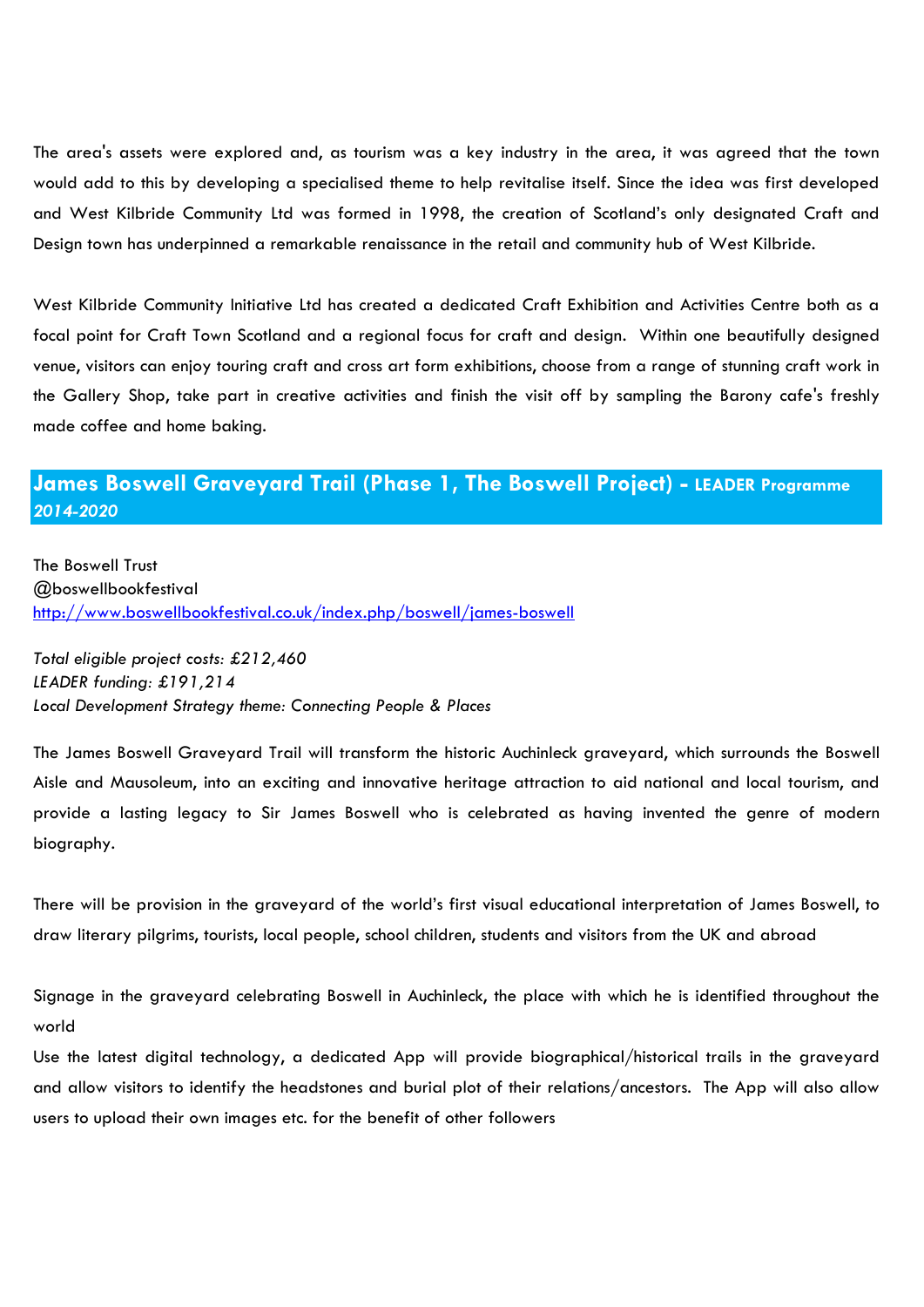The area's assets were explored and, as tourism was a key industry in the area, it was agreed that the town would add to this by developing a specialised theme to help revitalise itself. Since the idea was first developed and West Kilbride Community Ltd was formed in 1998, the creation of Scotland's only designated Craft and Design town has underpinned a remarkable renaissance in the retail and community hub of West Kilbride.

West Kilbride Community Initiative Ltd has created a dedicated Craft Exhibition and Activities Centre both as a focal point for Craft Town Scotland and a regional focus for craft and design. Within one beautifully designed venue, visitors can enjoy touring craft and cross art form exhibitions, choose from a range of stunning craft work in the Gallery Shop, take part in creative activities and finish the visit off by sampling the Barony cafe's freshly made coffee and home baking.

## James Boswell Graveyard Trail (Phase 1, The Boswell Project) - LEADER Programme *2014-2020*

The Boswell Trust
@boswellbookfestival
http://www.boswellbookfestival.co.uk/index.php/boswell/james-boswell

*Total eligible project costs: £212,460*
*LEADER funding: £191,214*
*Local Development Strategy theme: Connecting People & Places*

The James Boswell Graveyard Trail will transform the historic Auchinleck graveyard, which surrounds the Boswell Aisle and Mausoleum, into an exciting and innovative heritage attraction to aid national and local tourism, and provide a lasting legacy to Sir James Boswell who is celebrated as having invented the genre of modern biography.

There will be provision in the graveyard of the world's first visual educational interpretation of James Boswell, to draw literary pilgrims, tourists, local people, school children, students and visitors from the UK and abroad

Signage in the graveyard celebrating Boswell in Auchinleck, the place with which he is identified throughout the world
Use the latest digital technology, a dedicated App will provide biographical/historical trails in the graveyard and allow visitors to identify the headstones and burial plot of their relations/ancestors. The App will also allow users to upload their own images etc. for the benefit of other followers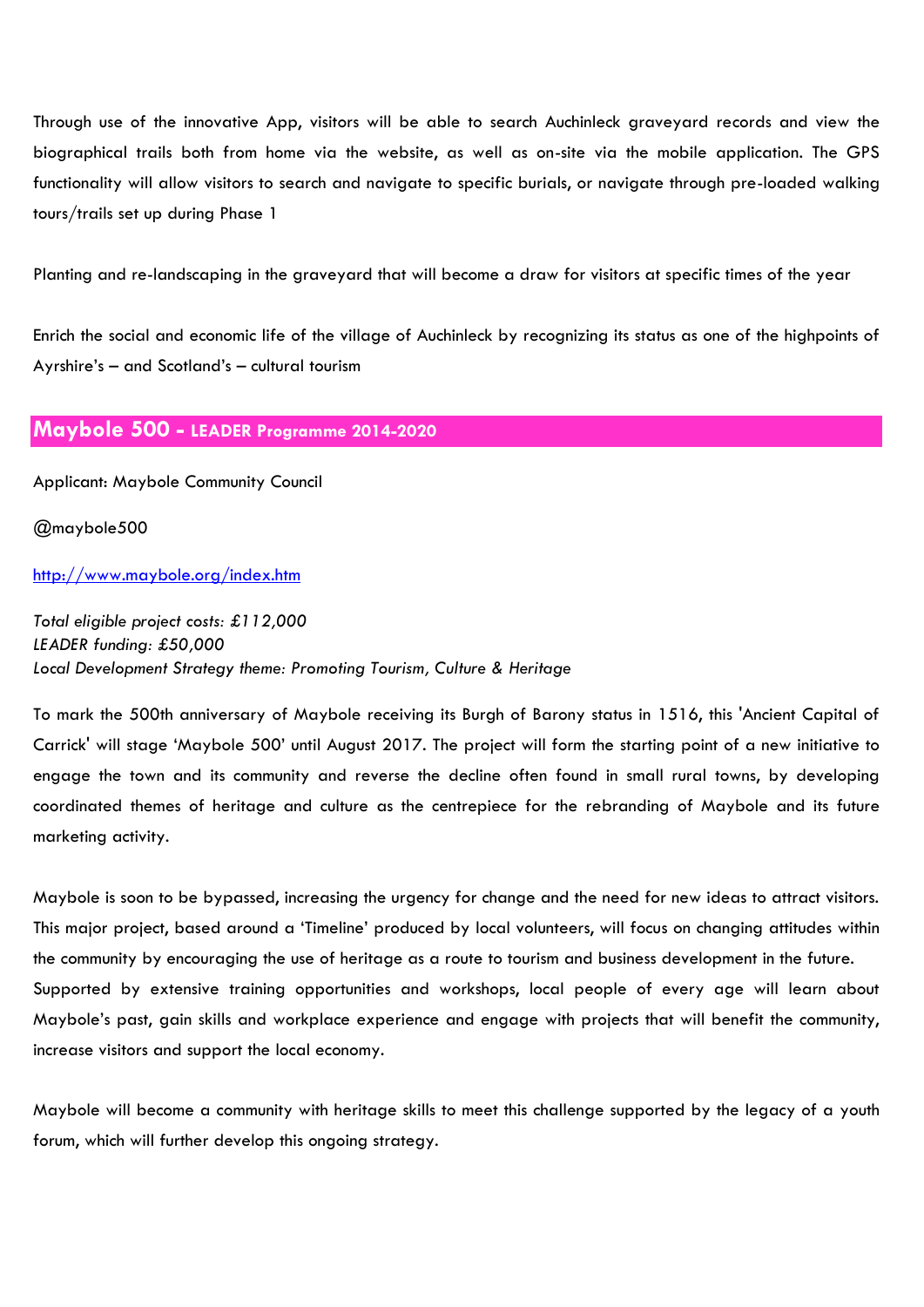Through use of the innovative App, visitors will be able to search Auchinleck graveyard records and view the biographical trails both from home via the website, as well as on-site via the mobile application. The GPS functionality will allow visitors to search and navigate to specific burials, or navigate through pre-loaded walking tours/trails set up during Phase 1

Planting and re-landscaping in the graveyard that will become a draw for visitors at specific times of the year

Enrich the social and economic life of the village of Auchinleck by recognizing its status as one of the highpoints of Ayrshire's – and Scotland's – cultural tourism

## Maybole 500 - LEADER Programme 2014-2020

Applicant: Maybole Community Council

@maybole500

http://www.maybole.org/index.htm

*Total eligible project costs: £112,000*
*LEADER funding: £50,000*
*Local Development Strategy theme: Promoting Tourism, Culture & Heritage*

To mark the 500th anniversary of Maybole receiving its Burgh of Barony status in 1516, this 'Ancient Capital of Carrick' will stage 'Maybole 500' until August 2017. The project will form the starting point of a new initiative to engage the town and its community and reverse the decline often found in small rural towns, by developing coordinated themes of heritage and culture as the centrepiece for the rebranding of Maybole and its future marketing activity.

Maybole is soon to be bypassed, increasing the urgency for change and the need for new ideas to attract visitors. This major project, based around a 'Timeline' produced by local volunteers, will focus on changing attitudes within the community by encouraging the use of heritage as a route to tourism and business development in the future.
Supported by extensive training opportunities and workshops, local people of every age will learn about Maybole's past, gain skills and workplace experience and engage with projects that will benefit the community, increase visitors and support the local economy.

Maybole will become a community with heritage skills to meet this challenge supported by the legacy of a youth forum, which will further develop this ongoing strategy.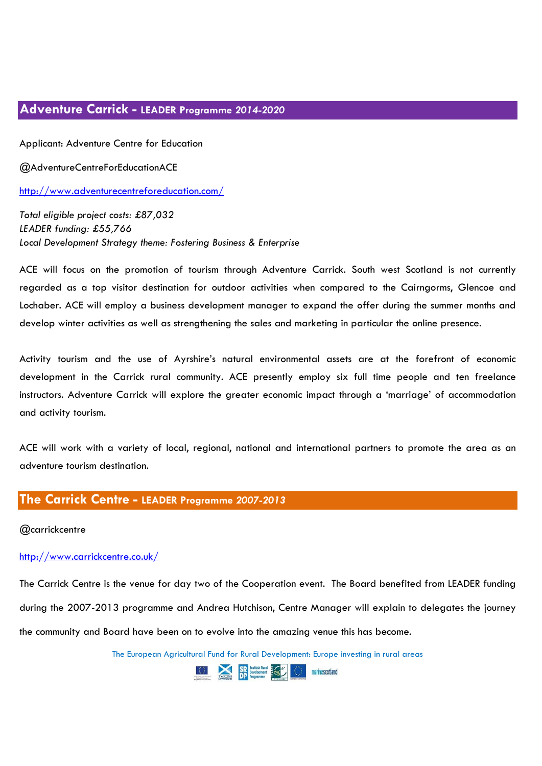## Adventure Carrick - **LEADER Programme *2014-2020***

Applicant: Adventure Centre for Education

@AdventureCentreForEducationACE

http://www.adventurecentreforeducation.com/

*Total eligible project costs: £87,032*
*LEADER funding: £55,766*
*Local Development Strategy theme: Fostering Business & Enterprise*

ACE will focus on the promotion of tourism through Adventure Carrick. South west Scotland is not currently regarded as a top visitor destination for outdoor activities when compared to the Cairngorms, Glencoe and Lochaber. ACE will employ a business development manager to expand the offer during the summer months and develop winter activities as well as strengthening the sales and marketing in particular the online presence.

Activity tourism and the use of Ayrshire's natural environmental assets are at the forefront of economic development in the Carrick rural community. ACE presently employ six full time people and ten freelance instructors. Adventure Carrick will explore the greater economic impact through a 'marriage' of accommodation and activity tourism.

ACE will work with a variety of local, regional, national and international partners to promote the area as an adventure tourism destination.

## The Carrick Centre - **LEADER Programme *2007-2013***

@carrickcentre

http://www.carrickcentre.co.uk/

The Carrick Centre is the venue for day two of the Cooperation event. The Board benefited from LEADER funding during the 2007-2013 programme and Andrea Hutchison, Centre Manager will explain to delegates the journey the community and Board have been on to evolve into the amazing venue this has become.

The European Agricultural Fund for Rural Development: Europe investing in rural areas